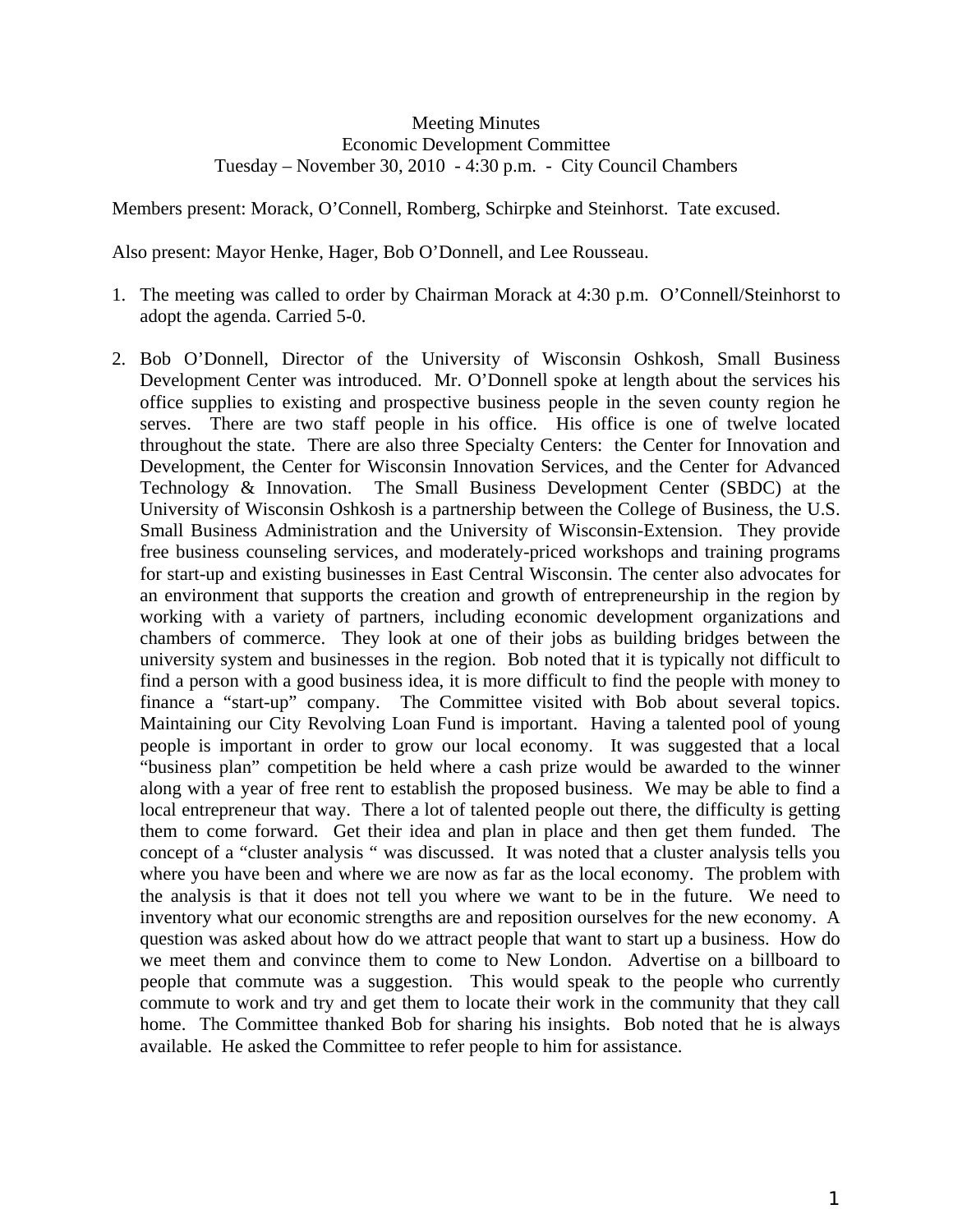Meeting Minutes
Economic Development Committee
Tuesday – November 30, 2010 - 4:30 p.m. - City Council Chambers

Members present: Morack, O'Connell, Romberg, Schirpke and Steinhorst. Tate excused.

Also present: Mayor Henke, Hager, Bob O'Donnell, and Lee Rousseau.

1. The meeting was called to order by Chairman Morack at 4:30 p.m. O'Connell/Steinhorst to adopt the agenda. Carried 5-0.

2. Bob O'Donnell, Director of the University of Wisconsin Oshkosh, Small Business Development Center was introduced. Mr. O'Donnell spoke at length about the services his office supplies to existing and prospective business people in the seven county region he serves. There are two staff people in his office. His office is one of twelve located throughout the state. There are also three Specialty Centers: the Center for Innovation and Development, the Center for Wisconsin Innovation Services, and the Center for Advanced Technology & Innovation. The Small Business Development Center (SBDC) at the University of Wisconsin Oshkosh is a partnership between the College of Business, the U.S. Small Business Administration and the University of Wisconsin-Extension. They provide free business counseling services, and moderately-priced workshops and training programs for start-up and existing businesses in East Central Wisconsin. The center also advocates for an environment that supports the creation and growth of entrepreneurship in the region by working with a variety of partners, including economic development organizations and chambers of commerce. They look at one of their jobs as building bridges between the university system and businesses in the region. Bob noted that it is typically not difficult to find a person with a good business idea, it is more difficult to find the people with money to finance a "start-up" company. The Committee visited with Bob about several topics. Maintaining our City Revolving Loan Fund is important. Having a talented pool of young people is important in order to grow our local economy. It was suggested that a local "business plan" competition be held where a cash prize would be awarded to the winner along with a year of free rent to establish the proposed business. We may be able to find a local entrepreneur that way. There a lot of talented people out there, the difficulty is getting them to come forward. Get their idea and plan in place and then get them funded. The concept of a "cluster analysis " was discussed. It was noted that a cluster analysis tells you where you have been and where we are now as far as the local economy. The problem with the analysis is that it does not tell you where we want to be in the future. We need to inventory what our economic strengths are and reposition ourselves for the new economy. A question was asked about how do we attract people that want to start up a business. How do we meet them and convince them to come to New London. Advertise on a billboard to people that commute was a suggestion. This would speak to the people who currently commute to work and try and get them to locate their work in the community that they call home. The Committee thanked Bob for sharing his insights. Bob noted that he is always available. He asked the Committee to refer people to him for assistance.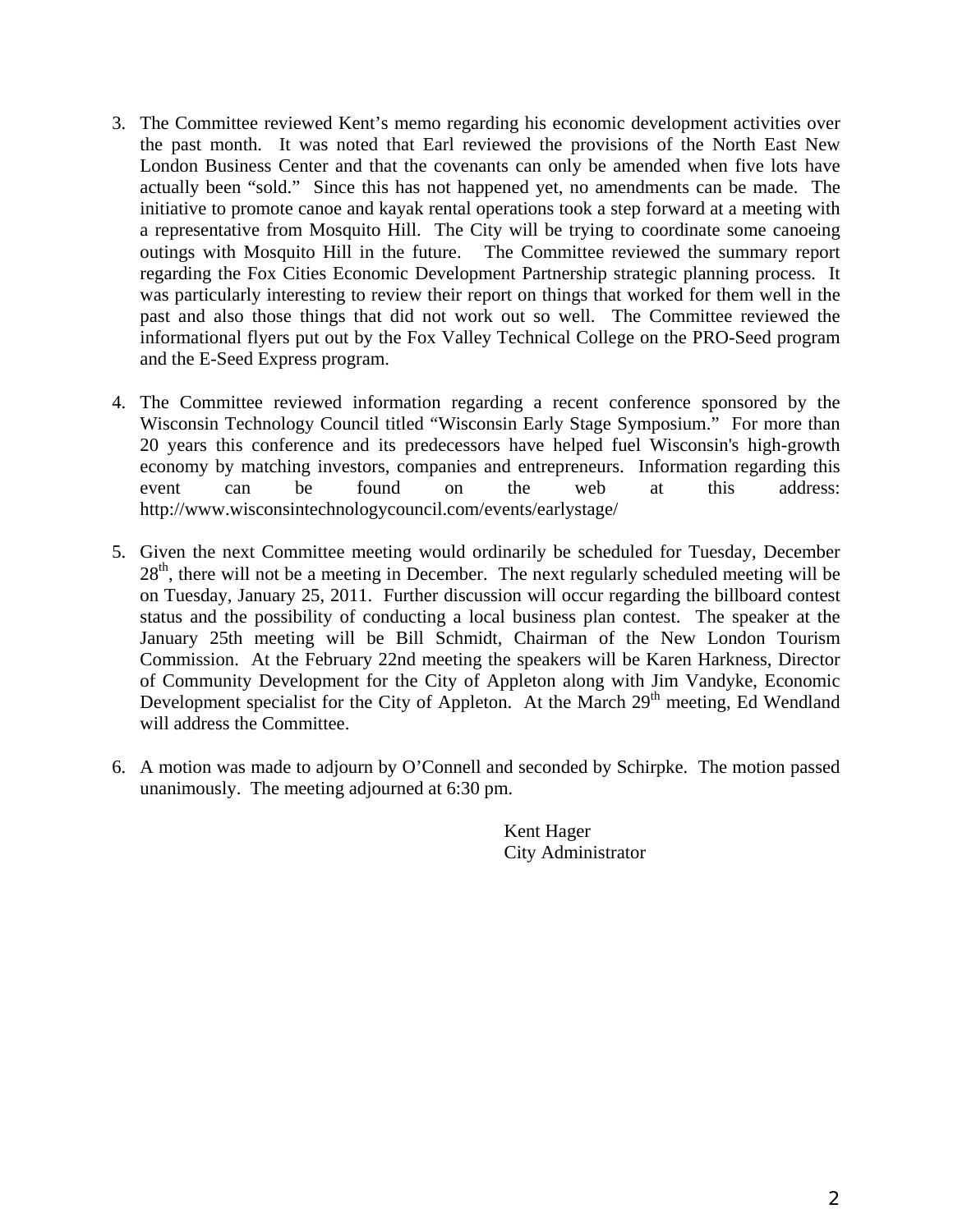3. The Committee reviewed Kent's memo regarding his economic development activities over the past month. It was noted that Earl reviewed the provisions of the North East New London Business Center and that the covenants can only be amended when five lots have actually been "sold." Since this has not happened yet, no amendments can be made. The initiative to promote canoe and kayak rental operations took a step forward at a meeting with a representative from Mosquito Hill. The City will be trying to coordinate some canoeing outings with Mosquito Hill in the future. The Committee reviewed the summary report regarding the Fox Cities Economic Development Partnership strategic planning process. It was particularly interesting to review their report on things that worked for them well in the past and also those things that did not work out so well. The Committee reviewed the informational flyers put out by the Fox Valley Technical College on the PRO-Seed program and the E-Seed Express program.

4. The Committee reviewed information regarding a recent conference sponsored by the Wisconsin Technology Council titled "Wisconsin Early Stage Symposium." For more than 20 years this conference and its predecessors have helped fuel Wisconsin's high-growth economy by matching investors, companies and entrepreneurs. Information regarding this event can be found on the web at this address: http://www.wisconsintechnologycouncil.com/events/earlystage/

5. Given the next Committee meeting would ordinarily be scheduled for Tuesday, December 28th, there will not be a meeting in December. The next regularly scheduled meeting will be on Tuesday, January 25, 2011. Further discussion will occur regarding the billboard contest status and the possibility of conducting a local business plan contest. The speaker at the January 25th meeting will be Bill Schmidt, Chairman of the New London Tourism Commission. At the February 22nd meeting the speakers will be Karen Harkness, Director of Community Development for the City of Appleton along with Jim Vandyke, Economic Development specialist for the City of Appleton. At the March 29th meeting, Ed Wendland will address the Committee.

6. A motion was made to adjourn by O'Connell and seconded by Schirpke. The motion passed unanimously. The meeting adjourned at 6:30 pm.

Kent Hager
City Administrator